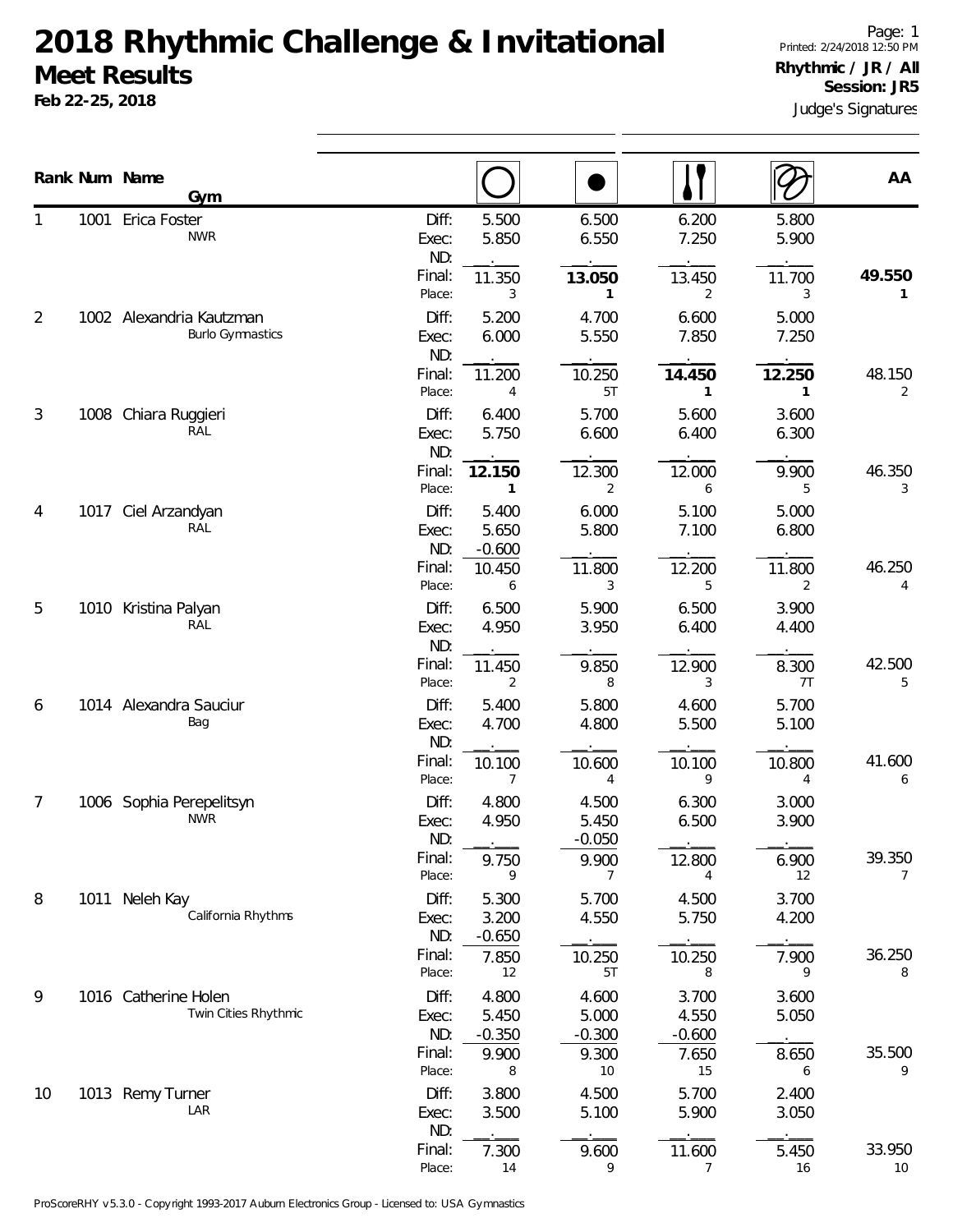# 2018 Rhythmic Challenge & Invitational

## Meet Results

**Feb 22-25, 2018**

Printed: 2/24/2018 12:50 PM

**Rhythmic / JR / All**

**Session: JR5**

Judge's Signatures

| Rank | Num | Name / Gym | | Hoop | Ball | Clubs | Ribbon | AA |
|---|---|---|---|---|---|---|---|---|
| 1 | 1001 | Erica Foster<br>NWR | Diff: | 5.500 | 6.500 | 6.200 | 5.800 | |
| | | | Exec: | 5.850 | 6.550 | 7.250 | 5.900 | |
| | | | ND: | | | | | |
| | | | Final: | 11.350 | **13.050** | 13.450 | 11.700 | **49.550** |
| | | | Place: | 3 | **1** | 2 | 3 | **1** |
| 2 | 1002 | Alexandria Kautzman<br>Burlo Gymnastics | Diff: | 5.200 | 4.700 | 6.600 | 5.000 | |
| | | | Exec: | 6.000 | 5.550 | 7.850 | 7.250 | |
| | | | ND: | | | | | |
| | | | Final: | 11.200 | 10.250 | **14.450** | **12.250** | 48.150 |
| | | | Place: | 4 | 5T | **1** | **1** | 2 |
| 3 | 1008 | Chiara Ruggieri<br>RAL | Diff: | 6.400 | 5.700 | 5.600 | 3.600 | |
| | | | Exec: | 5.750 | 6.600 | 6.400 | 6.300 | |
| | | | ND: | | | | | |
| | | | Final: | **12.150** | 12.300 | 12.000 | 9.900 | 46.350 |
| | | | Place: | **1** | 2 | 6 | 5 | 3 |
| 4 | 1017 | Ciel Arzandyan<br>RAL | Diff: | 5.400 | 6.000 | 5.100 | 5.000 | |
| | | | Exec: | 5.650 | 5.800 | 7.100 | 6.800 | |
| | | | ND: | -0.600 | | | | |
| | | | Final: | 10.450 | 11.800 | 12.200 | 11.800 | 46.250 |
| | | | Place: | 6 | 3 | 5 | 2 | 4 |
| 5 | 1010 | Kristina Palyan<br>RAL | Diff: | 6.500 | 5.900 | 6.500 | 3.900 | |
| | | | Exec: | 4.950 | 3.950 | 6.400 | 4.400 | |
| | | | ND: | | | | | |
| | | | Final: | 11.450 | 9.850 | 12.900 | 8.300 | 42.500 |
| | | | Place: | 2 | 8 | 3 | 7T | 5 |
| 6 | 1014 | Alexandra Sauciur<br>Bag | Diff: | 5.400 | 5.800 | 4.600 | 5.700 | |
| | | | Exec: | 4.700 | 4.800 | 5.500 | 5.100 | |
| | | | ND: | | | | | |
| | | | Final: | 10.100 | 10.600 | 10.100 | 10.800 | 41.600 |
| | | | Place: | 7 | 4 | 9 | 4 | 6 |
| 7 | 1006 | Sophia Perepelitsyn<br>NWR | Diff: | 4.800 | 4.500 | 6.300 | 3.000 | |
| | | | Exec: | 4.950 | 5.450 | 6.500 | 3.900 | |
| | | | ND: | | -0.050 | | | |
| | | | Final: | 9.750 | 9.900 | 12.800 | 6.900 | 39.350 |
| | | | Place: | 9 | 7 | 4 | 12 | 7 |
| 8 | 1011 | Neleh Kay<br>California Rhythms | Diff: | 5.300 | 5.700 | 4.500 | 3.700 | |
| | | | Exec: | 3.200 | 4.550 | 5.750 | 4.200 | |
| | | | ND: | -0.650 | | | | |
| | | | Final: | 7.850 | 10.250 | 10.250 | 7.900 | 36.250 |
| | | | Place: | 12 | 5T | 8 | 9 | 8 |
| 9 | 1016 | Catherine Holen<br>Twin Cities Rhythmic | Diff: | 4.800 | 4.600 | 3.700 | 3.600 | |
| | | | Exec: | 5.450 | 5.000 | 4.550 | 5.050 | |
| | | | ND: | -0.350 | -0.300 | -0.600 | | |
| | | | Final: | 9.900 | 9.300 | 7.650 | 8.650 | 35.500 |
| | | | Place: | 8 | 10 | 15 | 6 | 9 |
| 10 | 1013 | Remy Turner<br>LAR | Diff: | 3.800 | 4.500 | 5.700 | 2.400 | |
| | | | Exec: | 3.500 | 5.100 | 5.900 | 3.050 | |
| | | | ND: | | | | | |
| | | | Final: | 7.300 | 9.600 | 11.600 | 5.450 | 33.950 |
| | | | Place: | 14 | 9 | 7 | 16 | 10 |

ProScoreRHY v5.3.0 - Copyright 1993-2017 Auburn Electronics Group - Licensed to: USA Gymnastics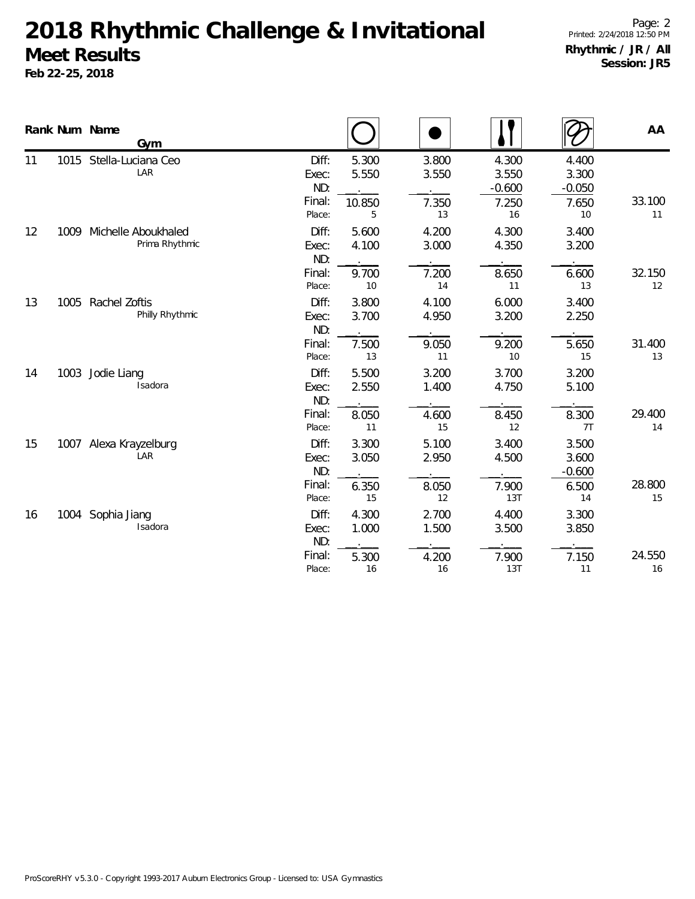# 2018 Rhythmic Challenge & Invitational

## Meet Results

**Feb 22-25, 2018**

**Rhythmic / JR / All**
**Session: JR5**

| Rank | Num | Name / Gym | | Hoop | Ball | Clubs | Ribbon | AA |
|---|---|---|---|---|---|---|---|---|
| 11 | 1015 | Stella-Luciana Ceo<br>LAR | Diff: | 5.300 | 3.800 | 4.300 | 4.400 | |
| | | | Exec: | 5.550 | 3.550 | 3.550 | 3.300 | |
| | | | ND: | . | . | -0.600 | -0.050 | |
| | | | Final: | 10.850 | 7.350 | 7.250 | 7.650 | 33.100 |
| | | | Place: | 5 | 13 | 16 | 10 | 11 |
| 12 | 1009 | Michelle Aboukhaled<br>Prima Rhythmic | Diff: | 5.600 | 4.200 | 4.300 | 3.400 | |
| | | | Exec: | 4.100 | 3.000 | 4.350 | 3.200 | |
| | | | ND: | . | . | . | . | |
| | | | Final: | 9.700 | 7.200 | 8.650 | 6.600 | 32.150 |
| | | | Place: | 10 | 14 | 11 | 13 | 12 |
| 13 | 1005 | Rachel Zoftis<br>Philly Rhythmic | Diff: | 3.800 | 4.100 | 6.000 | 3.400 | |
| | | | Exec: | 3.700 | 4.950 | 3.200 | 2.250 | |
| | | | ND: | . | . | . | . | |
| | | | Final: | 7.500 | 9.050 | 9.200 | 5.650 | 31.400 |
| | | | Place: | 13 | 11 | 10 | 15 | 13 |
| 14 | 1003 | Jodie Liang<br>Isadora | Diff: | 5.500 | 3.200 | 3.700 | 3.200 | |
| | | | Exec: | 2.550 | 1.400 | 4.750 | 5.100 | |
| | | | ND: | . | . | . | . | |
| | | | Final: | 8.050 | 4.600 | 8.450 | 8.300 | 29.400 |
| | | | Place: | 11 | 15 | 12 | 7T | 14 |
| 15 | 1007 | Alexa Krayzelburg<br>LAR | Diff: | 3.300 | 5.100 | 3.400 | 3.500 | |
| | | | Exec: | 3.050 | 2.950 | 4.500 | 3.600 | |
| | | | ND: | . | . | . | -0.600 | |
| | | | Final: | 6.350 | 8.050 | 7.900 | 6.500 | 28.800 |
| | | | Place: | 15 | 12 | 13T | 14 | 15 |
| 16 | 1004 | Sophia Jiang<br>Isadora | Diff: | 4.300 | 2.700 | 4.400 | 3.300 | |
| | | | Exec: | 1.000 | 1.500 | 3.500 | 3.850 | |
| | | | ND: | . | . | . | . | |
| | | | Final: | 5.300 | 4.200 | 7.900 | 7.150 | 24.550 |
| | | | Place: | 16 | 16 | 13T | 11 | 16 |

ProScoreRHY v5.3.0 - Copyright 1993-2017 Auburn Electronics Group - Licensed to: USA Gymnastics